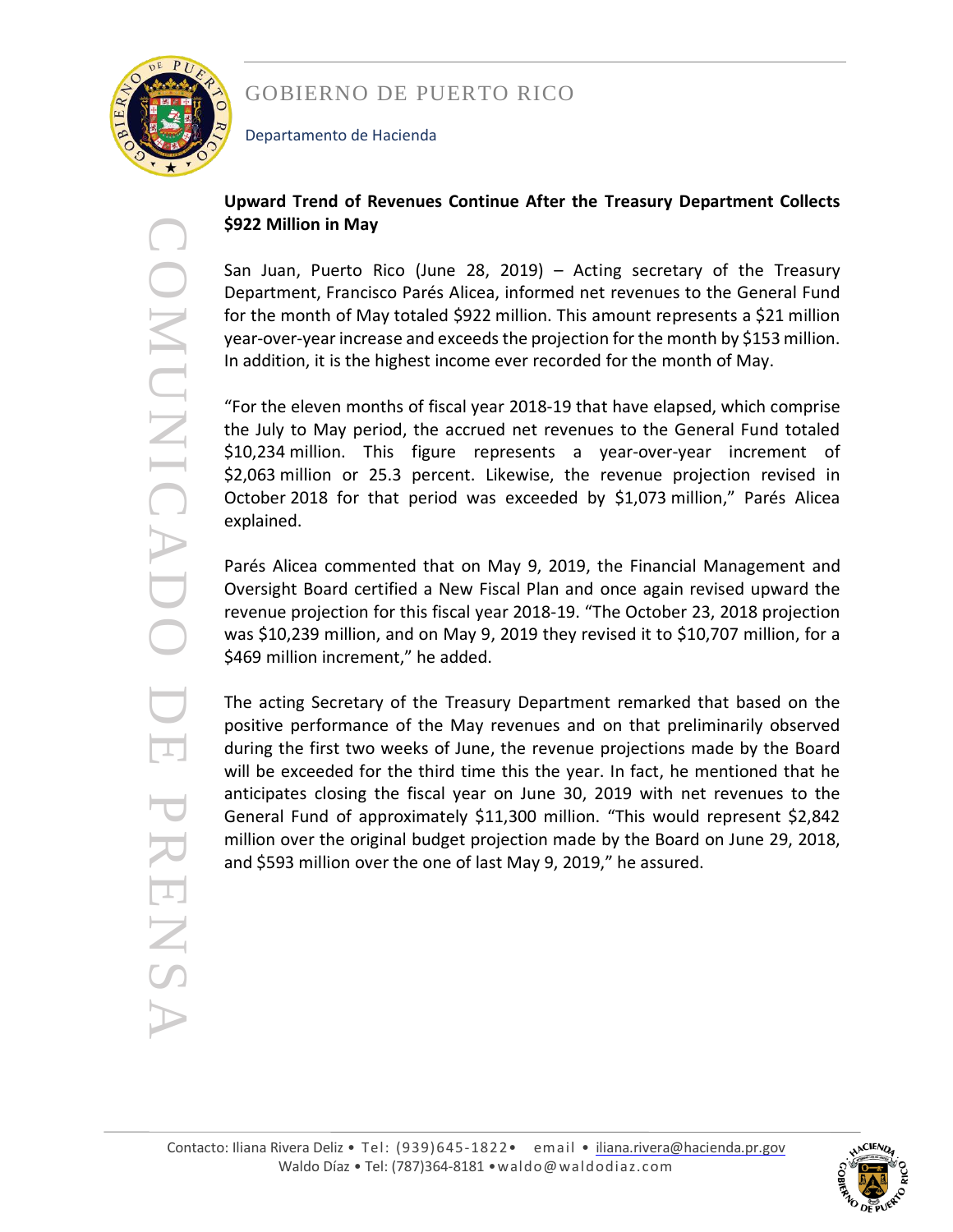GOBIERNO DE PUERTO RICO

Departamento de Hacienda

COMUNICADO DE PRENSA

**Upward Trend of Revenues Continue After the Treasury Department Collects $922 Million in May**

San Juan, Puerto Rico (June 28, 2019) – Acting secretary of the Treasury Department, Francisco Parés Alicea, informed net revenues to the General Fund for the month of May totaled $922 million. This amount represents a $21 million year-over-year increase and exceeds the projection for the month by $153 million. In addition, it is the highest income ever recorded for the month of May.

"For the eleven months of fiscal year 2018-19 that have elapsed, which comprise the July to May period, the accrued net revenues to the General Fund totaled $10,234 million. This figure represents a year-over-year increment of $2,063 million or 25.3 percent. Likewise, the revenue projection revised in October 2018 for that period was exceeded by $1,073 million," Parés Alicea explained.

Parés Alicea commented that on May 9, 2019, the Financial Management and Oversight Board certified a New Fiscal Plan and once again revised upward the revenue projection for this fiscal year 2018-19. "The October 23, 2018 projection was $10,239 million, and on May 9, 2019 they revised it to $10,707 million, for a $469 million increment," he added.

The acting Secretary of the Treasury Department remarked that based on the positive performance of the May revenues and on that preliminarily observed during the first two weeks of June, the revenue projections made by the Board will be exceeded for the third time this the year. In fact, he mentioned that he anticipates closing the fiscal year on June 30, 2019 with net revenues to the General Fund of approximately $11,300 million. "This would represent $2,842 million over the original budget projection made by the Board on June 29, 2018, and $593 million over the one of last May 9, 2019," he assured.

Contacto: Iliana Rivera Deliz • Tel: (939)645-1822• email • iliana.rivera@hacienda.pr.gov
Waldo Díaz • Tel: (787)364-8181 • waldo@waldodiaz.com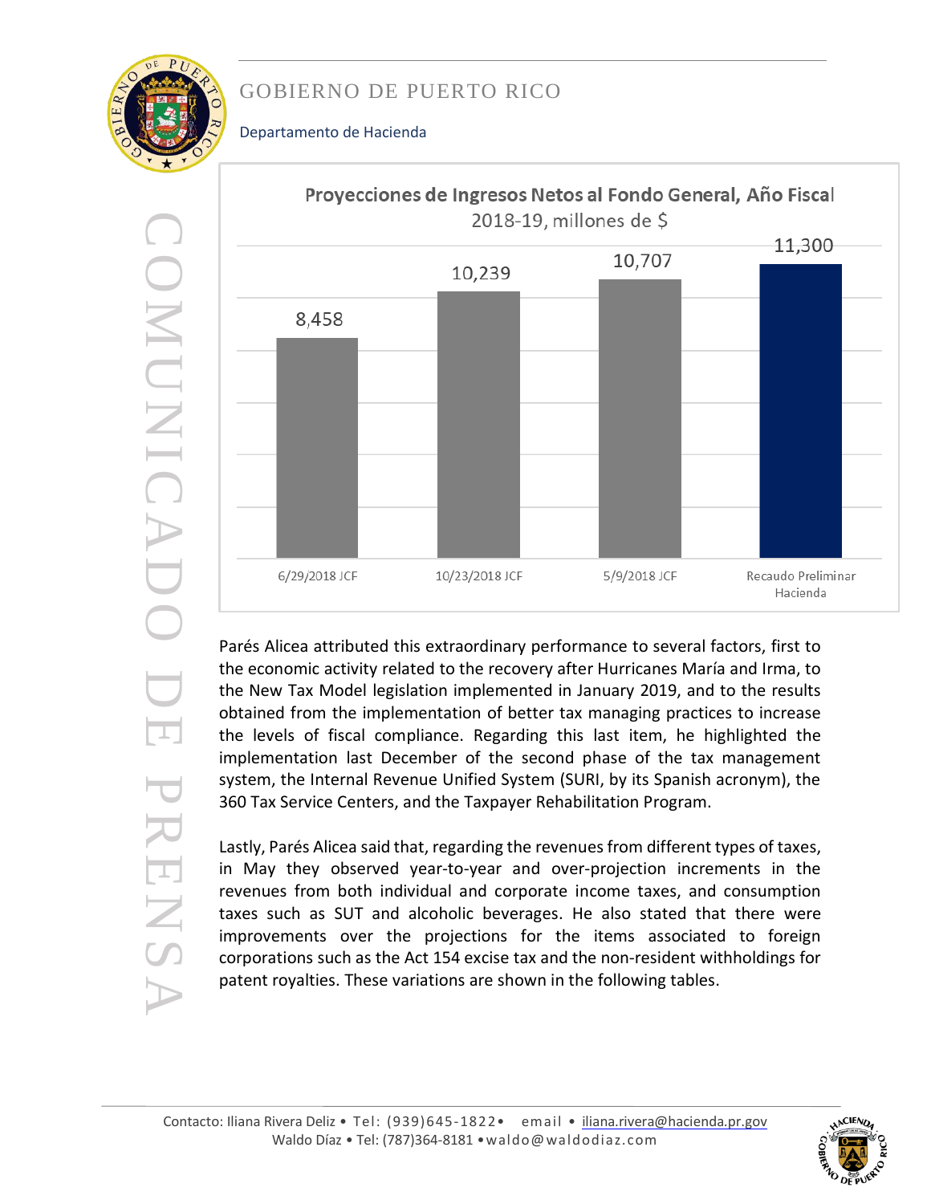**Proyecciones de Ingresos Netos al Fondo General, Año Fiscal 2018-19, millones de $**

| | 6/29/2018 JCF | 10/23/2018 JCF | 5/9/2018 JCF | Recaudo Preliminar Hacienda |
|---|---|---|---|---|
| millones de $ | 8,458 | 10,239 | 10,707 | 11,300 |

Parés Alicea attributed this extraordinary performance to several factors, first to the economic activity related to the recovery after Hurricanes María and Irma, to the New Tax Model legislation implemented in January 2019, and to the results obtained from the implementation of better tax managing practices to increase the levels of fiscal compliance. Regarding this last item, he highlighted the implementation last December of the second phase of the tax management system, the Internal Revenue Unified System (SURI, by its Spanish acronym), the 360 Tax Service Centers, and the Taxpayer Rehabilitation Program.

Lastly, Parés Alicea said that, regarding the revenues from different types of taxes, in May they observed year-to-year and over-projection increments in the revenues from both individual and corporate income taxes, and consumption taxes such as SUT and alcoholic beverages. He also stated that there were improvements over the projections for the items associated to foreign corporations such as the Act 154 excise tax and the non-resident withholdings for patent royalties. These variations are shown in the following tables.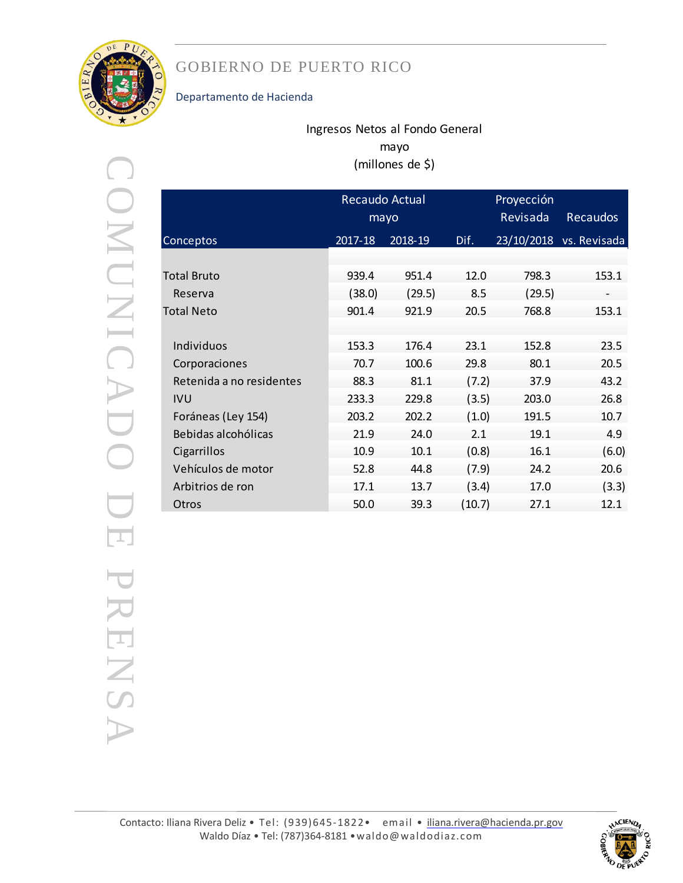GOBIERNO DE PUERTO RICO

Departamento de Hacienda

COMUNICADO DE PRENSA

Ingresos Netos al Fondo General
mayo
(millones de $)

| Conceptos | Recaudo Actual mayo | | Dif. | Proyección Revisada | Recaudos |
|---|---|---|---|---|---|
| | 2017-18 | 2018-19 | | 23/10/2018 | vs. Revisada |
| Total Bruto | 939.4 | 951.4 | 12.0 | 798.3 | 153.1 |
| Reserva | (38.0) | (29.5) | 8.5 | (29.5) | - |
| Total Neto | 901.4 | 921.9 | 20.5 | 768.8 | 153.1 |
| Individuos | 153.3 | 176.4 | 23.1 | 152.8 | 23.5 |
| Corporaciones | 70.7 | 100.6 | 29.8 | 80.1 | 20.5 |
| Retenida a no residentes | 88.3 | 81.1 | (7.2) | 37.9 | 43.2 |
| IVU | 233.3 | 229.8 | (3.5) | 203.0 | 26.8 |
| Foráneas (Ley 154) | 203.2 | 202.2 | (1.0) | 191.5 | 10.7 |
| Bebidas alcohólicas | 21.9 | 24.0 | 2.1 | 19.1 | 4.9 |
| Cigarrillos | 10.9 | 10.1 | (0.8) | 16.1 | (6.0) |
| Vehículos de motor | 52.8 | 44.8 | (7.9) | 24.2 | 20.6 |
| Arbitrios de ron | 17.1 | 13.7 | (3.4) | 17.0 | (3.3) |
| Otros | 50.0 | 39.3 | (10.7) | 27.1 | 12.1 |

Contacto: Iliana Rivera Deliz • Tel: (939)645-1822 • email • iliana.rivera@hacienda.pr.gov
Waldo Díaz • Tel: (787)364-8181 • waldo@waldodiaz.com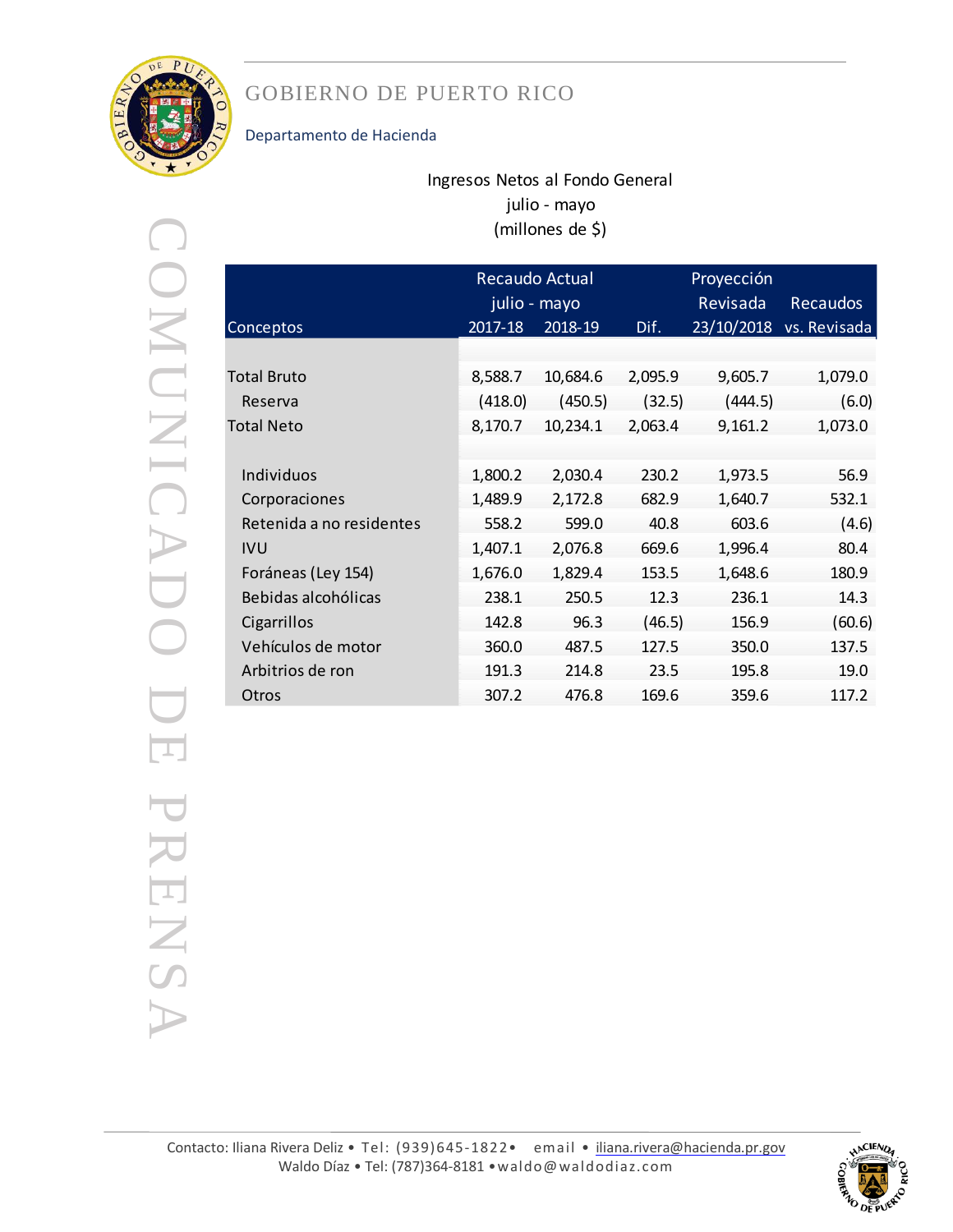GOBIERNO DE PUERTO RICO

Departamento de Hacienda

COMUNICADO DE PRENSA

Ingresos Netos al Fondo General
julio - mayo
(millones de $)

| Conceptos | Recaudo Actual julio - mayo 2017-18 | 2018-19 | Dif. | Proyección Revisada 23/10/2018 | Recaudos vs. Revisada |
|---|---|---|---|---|---|
| Total Bruto | 8,588.7 | 10,684.6 | 2,095.9 | 9,605.7 | 1,079.0 |
| Reserva | (418.0) | (450.5) | (32.5) | (444.5) | (6.0) |
| Total Neto | 8,170.7 | 10,234.1 | 2,063.4 | 9,161.2 | 1,073.0 |
| Individuos | 1,800.2 | 2,030.4 | 230.2 | 1,973.5 | 56.9 |
| Corporaciones | 1,489.9 | 2,172.8 | 682.9 | 1,640.7 | 532.1 |
| Retenida a no residentes | 558.2 | 599.0 | 40.8 | 603.6 | (4.6) |
| IVU | 1,407.1 | 2,076.8 | 669.6 | 1,996.4 | 80.4 |
| Foráneas (Ley 154) | 1,676.0 | 1,829.4 | 153.5 | 1,648.6 | 180.9 |
| Bebidas alcohólicas | 238.1 | 250.5 | 12.3 | 236.1 | 14.3 |
| Cigarrillos | 142.8 | 96.3 | (46.5) | 156.9 | (60.6) |
| Vehículos de motor | 360.0 | 487.5 | 127.5 | 350.0 | 137.5 |
| Arbitrios de ron | 191.3 | 214.8 | 23.5 | 195.8 | 19.0 |
| Otros | 307.2 | 476.8 | 169.6 | 359.6 | 117.2 |

Contacto: Iliana Rivera Deliz • Tel: (939)645-1822• email • iliana.rivera@hacienda.pr.gov
Waldo Díaz • Tel: (787)364-8181 •waldo@waldodiaz.com